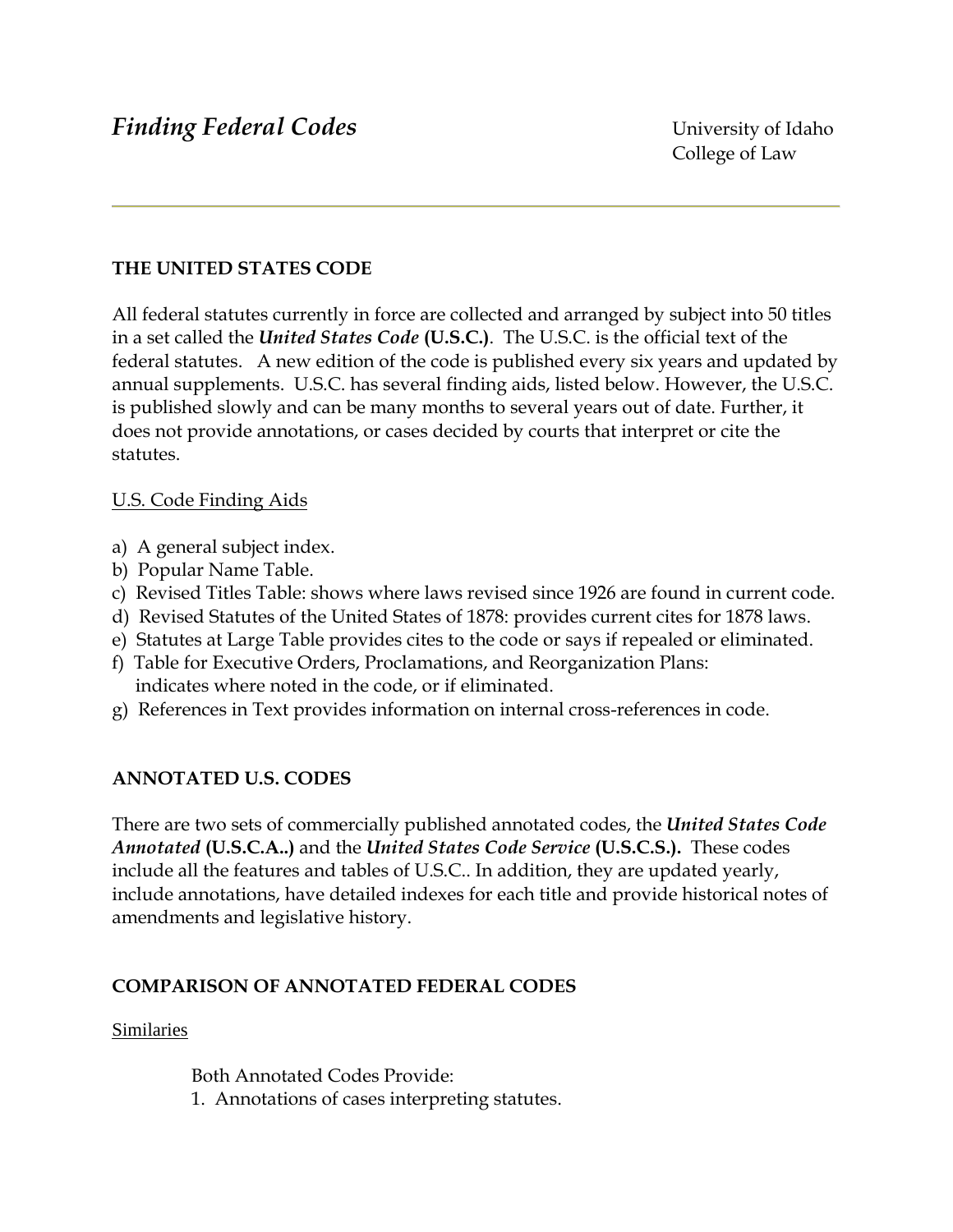# *Finding Federal Codes*

University of Idaho
College of Law

---

## THE UNITED STATES CODE

All federal statutes currently in force are collected and arranged by subject into 50 titles in a set called the ***United States Code*** **(U.S.C.)**. The U.S.C. is the official text of the federal statutes. A new edition of the code is published every six years and updated by annual supplements. U.S.C. has several finding aids, listed below. However, the U.S.C. is published slowly and can be many months to several years out of date. Further, it does not provide annotations, or cases decided by courts that interpret or cite the statutes.

U.S. Code Finding Aids

a) A general subject index.
b) Popular Name Table.
c) Revised Titles Table: shows where laws revised since 1926 are found in current code.
d) Revised Statutes of the United States of 1878: provides current cites for 1878 laws.
e) Statutes at Large Table provides cites to the code or says if repealed or eliminated.
f) Table for Executive Orders, Proclamations, and Reorganization Plans: indicates where noted in the code, or if eliminated.
g) References in Text provides information on internal cross-references in code.

## ANNOTATED U.S. CODES

There are two sets of commercially published annotated codes, the ***United States Code Annotated*** **(U.S.C.A..)** and the ***United States Code Service*** **(U.S.C.S.).** These codes include all the features and tables of U.S.C.. In addition, they are updated yearly, include annotations, have detailed indexes for each title and provide historical notes of amendments and legislative history.

## COMPARISON OF ANNOTATED FEDERAL CODES

Similaries

Both Annotated Codes Provide:

1. Annotations of cases interpreting statutes.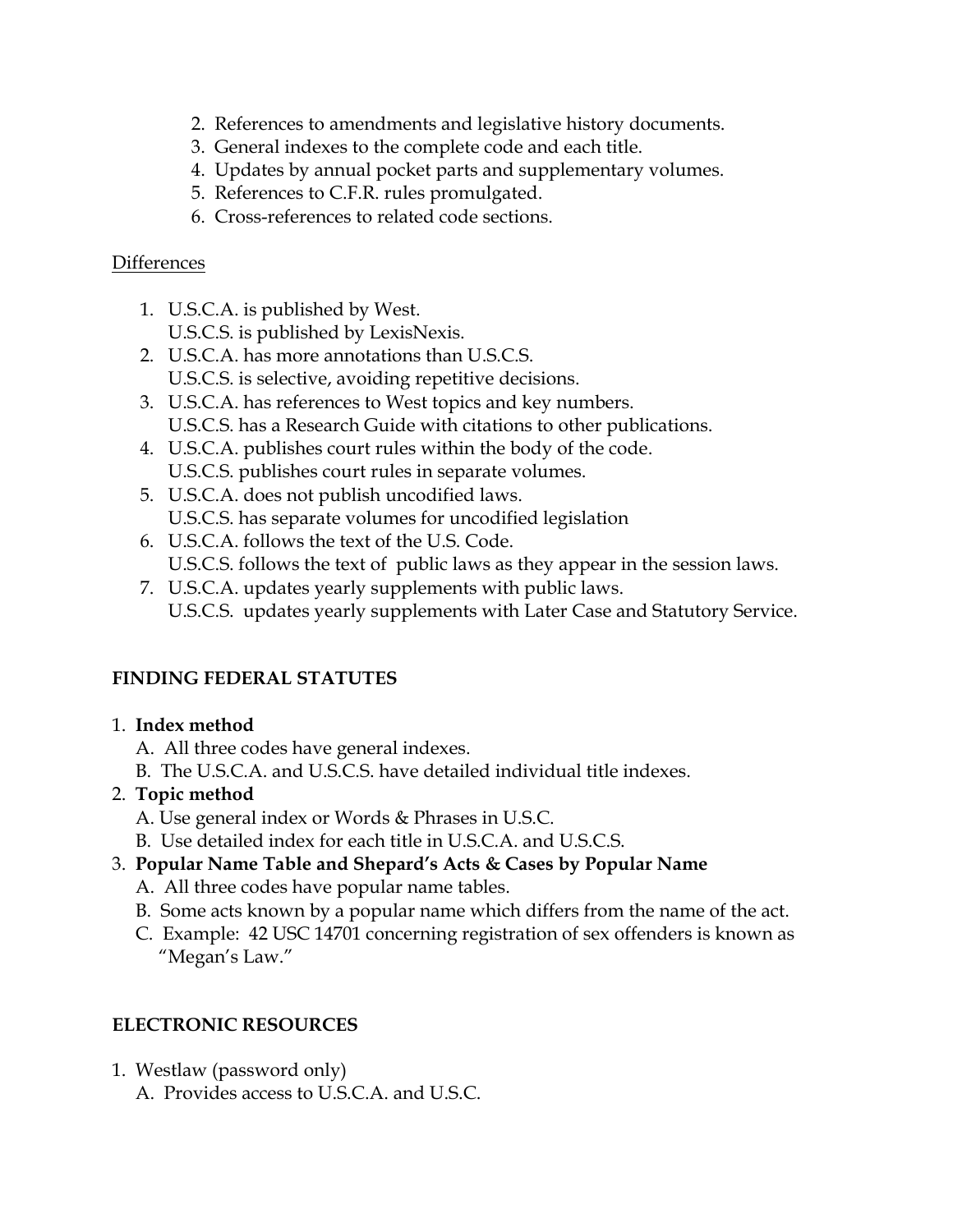2. References to amendments and legislative history documents.
3. General indexes to the complete code and each title.
4. Updates by annual pocket parts and supplementary volumes.
5. References to C.F.R. rules promulgated.
6. Cross-references to related code sections.

<u>Differences</u>

1. U.S.C.A. is published by West.
   U.S.C.S. is published by LexisNexis.
2. U.S.C.A. has more annotations than U.S.C.S.
   U.S.C.S. is selective, avoiding repetitive decisions.
3. U.S.C.A. has references to West topics and key numbers.
   U.S.C.S. has a Research Guide with citations to other publications.
4. U.S.C.A. publishes court rules within the body of the code.
   U.S.C.S. publishes court rules in separate volumes.
5. U.S.C.A. does not publish uncodified laws.
   U.S.C.S. has separate volumes for uncodified legislation
6. U.S.C.A. follows the text of the U.S. Code.
   U.S.C.S. follows the text of public laws as they appear in the session laws.
7. U.S.C.A. updates yearly supplements with public laws.
   U.S.C.S. updates yearly supplements with Later Case and Statutory Service.

**FINDING FEDERAL STATUTES**

1. **Index method**
   A. All three codes have general indexes.
   B. The U.S.C.A. and U.S.C.S. have detailed individual title indexes.
2. **Topic method**
   A. Use general index or Words & Phrases in U.S.C.
   B. Use detailed index for each title in U.S.C.A. and U.S.C.S.
3. **Popular Name Table and Shepard's Acts & Cases by Popular Name**
   A. All three codes have popular name tables.
   B. Some acts known by a popular name which differs from the name of the act.
   C. Example: 42 USC 14701 concerning registration of sex offenders is known as "Megan's Law."

**ELECTRONIC RESOURCES**

1. Westlaw (password only)
   A. Provides access to U.S.C.A. and U.S.C.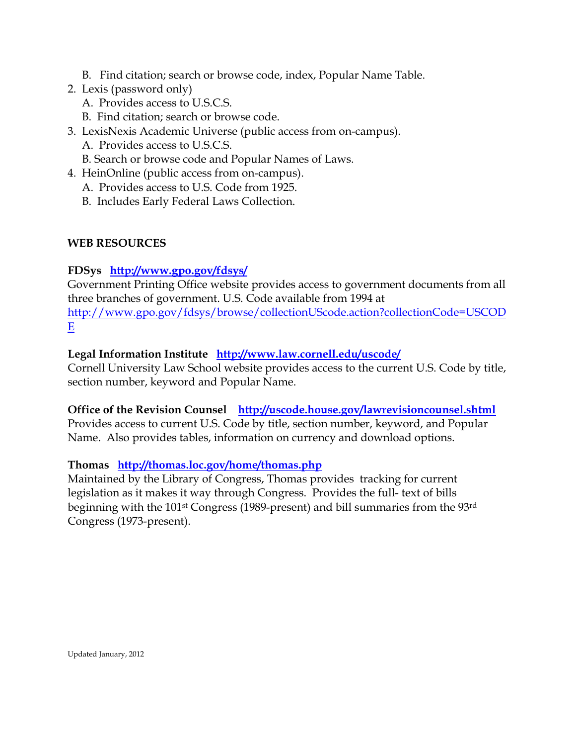B. Find citation; search or browse code, index, Popular Name Table.

2. Lexis (password only)
   A. Provides access to U.S.C.S.
   B. Find citation; search or browse code.
3. LexisNexis Academic Universe (public access from on-campus).
   A. Provides access to U.S.C.S.
   B. Search or browse code and Popular Names of Laws.
4. HeinOnline (public access from on-campus).
   A. Provides access to U.S. Code from 1925.
   B. Includes Early Federal Laws Collection.

**WEB RESOURCES**

**FDSys** [http://www.gpo.gov/fdsys/](http://www.gpo.gov/fdsys/)
Government Printing Office website provides access to government documents from all three branches of government. U.S. Code available from 1994 at [http://www.gpo.gov/fdsys/browse/collectionUScode.action?collectionCode=USCODE](http://www.gpo.gov/fdsys/browse/collectionUScode.action?collectionCode=USCODE)

**Legal Information Institute** [http://www.law.cornell.edu/uscode/](http://www.law.cornell.edu/uscode/)
Cornell University Law School website provides access to the current U.S. Code by title, section number, keyword and Popular Name.

**Office of the Revision Counsel** [http://uscode.house.gov/lawrevisioncounsel.shtml](http://uscode.house.gov/lawrevisioncounsel.shtml)
Provides access to current U.S. Code by title, section number, keyword, and Popular Name. Also provides tables, information on currency and download options.

**Thomas** [http://thomas.loc.gov/home/thomas.php](http://thomas.loc.gov/home/thomas.php)
Maintained by the Library of Congress, Thomas provides tracking for current legislation as it makes it way through Congress. Provides the full- text of bills beginning with the 101st Congress (1989-present) and bill summaries from the 93rd Congress (1973-present).

Updated January, 2012